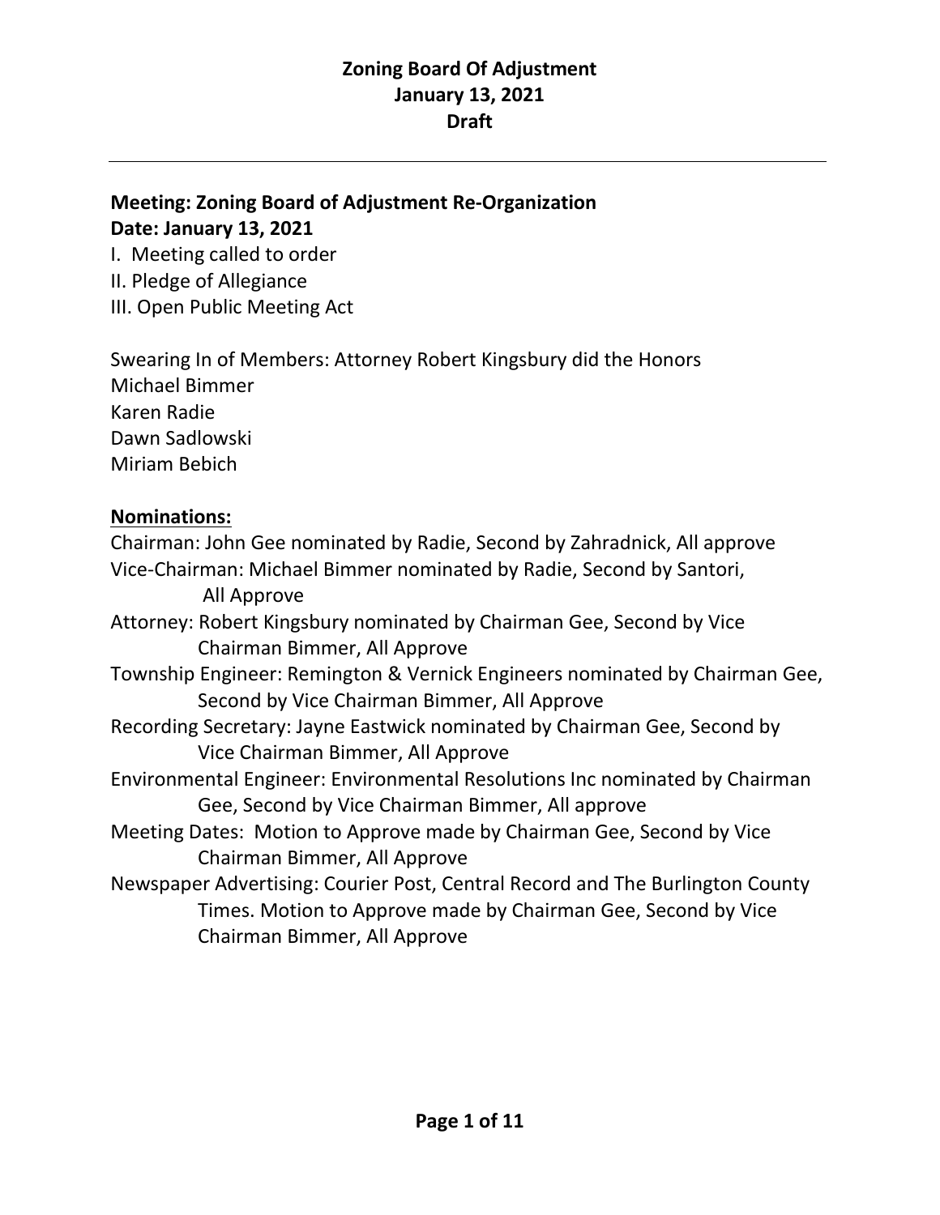# Zoning Board Of Adjustment
# January 13, 2021
# Draft

---

**Meeting: Zoning Board of Adjustment Re-Organization**
**Date: January 13, 2021**

I. Meeting called to order
II. Pledge of Allegiance
III. Open Public Meeting Act

Swearing In of Members: Attorney Robert Kingsbury did the Honors
Michael Bimmer
Karen Radie
Dawn Sadlowski
Miriam Bebich

**<u>Nominations:</u>**

Chairman: John Gee nominated by Radie, Second by Zahradnick, All approve

Vice-Chairman: Michael Bimmer nominated by Radie, Second by Santori, All Approve

Attorney: Robert Kingsbury nominated by Chairman Gee, Second by Vice Chairman Bimmer, All Approve

Township Engineer: Remington & Vernick Engineers nominated by Chairman Gee, Second by Vice Chairman Bimmer, All Approve

Recording Secretary: Jayne Eastwick nominated by Chairman Gee, Second by Vice Chairman Bimmer, All Approve

Environmental Engineer: Environmental Resolutions Inc nominated by Chairman Gee, Second by Vice Chairman Bimmer, All approve

Meeting Dates: Motion to Approve made by Chairman Gee, Second by Vice Chairman Bimmer, All Approve

Newspaper Advertising: Courier Post, Central Record and The Burlington County Times. Motion to Approve made by Chairman Gee, Second by Vice Chairman Bimmer, All Approve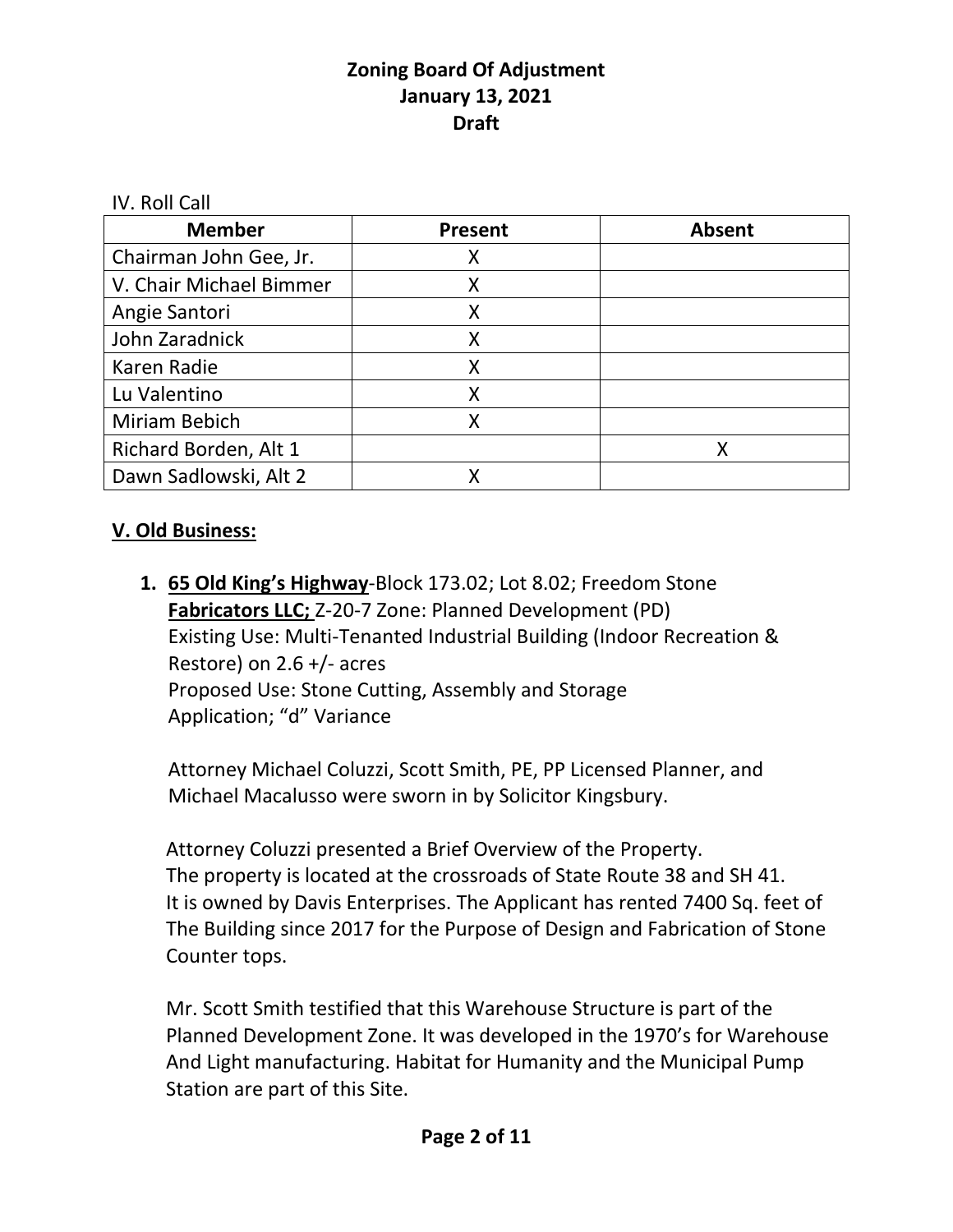# Zoning Board Of Adjustment
## January 13, 2021
## Draft

IV. Roll Call

| Member | Present | Absent |
| --- | --- | --- |
| Chairman John Gee, Jr. | X | |
| V. Chair Michael Bimmer | X | |
| Angie Santori | X | |
| John Zaradnick | X | |
| Karen Radie | X | |
| Lu Valentino | X | |
| Miriam Bebich | X | |
| Richard Borden, Alt 1 | | X |
| Dawn Sadlowski, Alt 2 | X | |

**V. Old Business:**

1. **65 Old King's Highway**-Block 173.02; Lot 8.02; Freedom Stone **Fabricators LLC;** Z-20-7 Zone: Planned Development (PD)
   Existing Use: Multi-Tenanted Industrial Building (Indoor Recreation & Restore) on 2.6 +/- acres
   Proposed Use: Stone Cutting, Assembly and Storage
   Application; "d" Variance

   Attorney Michael Coluzzi, Scott Smith, PE, PP Licensed Planner, and Michael Macalusso were sworn in by Solicitor Kingsbury.

   Attorney Coluzzi presented a Brief Overview of the Property. The property is located at the crossroads of State Route 38 and SH 41. It is owned by Davis Enterprises. The Applicant has rented 7400 Sq. feet of The Building since 2017 for the Purpose of Design and Fabrication of Stone Counter tops.

   Mr. Scott Smith testified that this Warehouse Structure is part of the Planned Development Zone. It was developed in the 1970's for Warehouse And Light manufacturing. Habitat for Humanity and the Municipal Pump Station are part of this Site.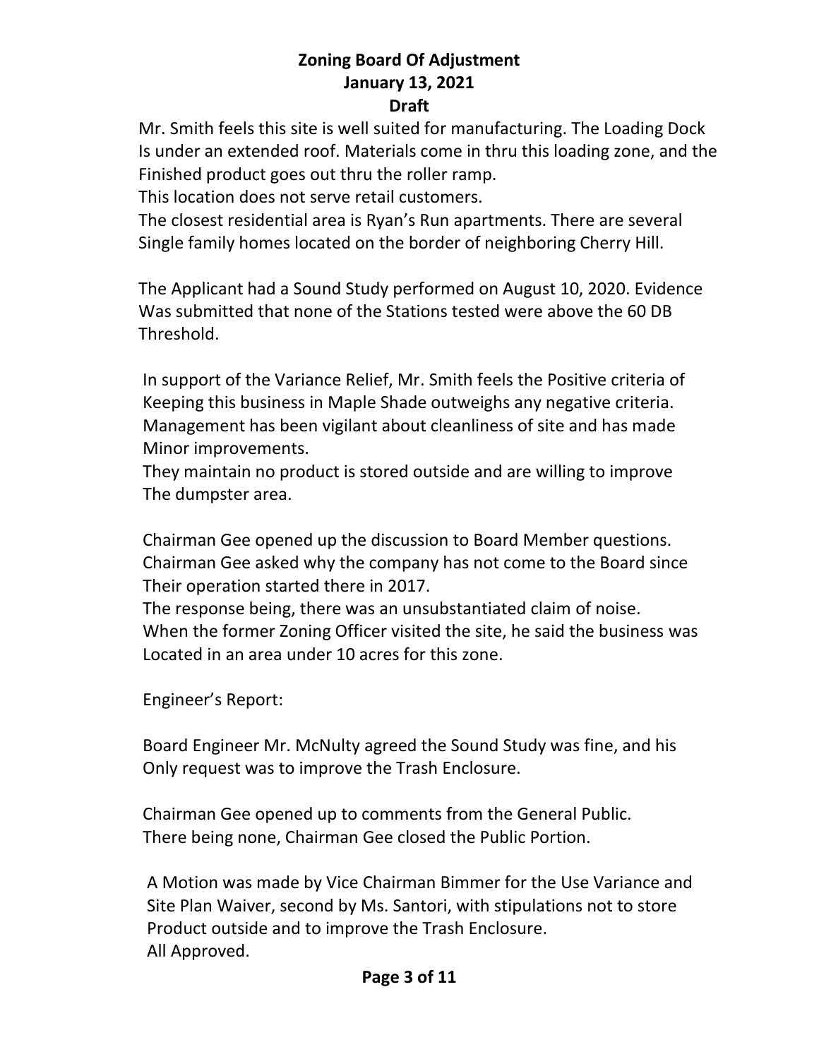Mr. Smith feels this site is well suited for manufacturing. The Loading Dock Is under an extended roof. Materials come in thru this loading zone, and the Finished product goes out thru the roller ramp.

This location does not serve retail customers.

The closest residential area is Ryan's Run apartments. There are several Single family homes located on the border of neighboring Cherry Hill.

The Applicant had a Sound Study performed on August 10, 2020. Evidence Was submitted that none of the Stations tested were above the 60 DB Threshold.

In support of the Variance Relief, Mr. Smith feels the Positive criteria of Keeping this business in Maple Shade outweighs any negative criteria. Management has been vigilant about cleanliness of site and has made Minor improvements.

They maintain no product is stored outside and are willing to improve The dumpster area.

Chairman Gee opened up the discussion to Board Member questions. Chairman Gee asked why the company has not come to the Board since Their operation started there in 2017.

The response being, there was an unsubstantiated claim of noise. When the former Zoning Officer visited the site, he said the business was Located in an area under 10 acres for this zone.

Engineer's Report:

Board Engineer Mr. McNulty agreed the Sound Study was fine, and his Only request was to improve the Trash Enclosure.

Chairman Gee opened up to comments from the General Public. There being none, Chairman Gee closed the Public Portion.

A Motion was made by Vice Chairman Bimmer for the Use Variance and Site Plan Waiver, second by Ms. Santori, with stipulations not to store Product outside and to improve the Trash Enclosure.

All Approved.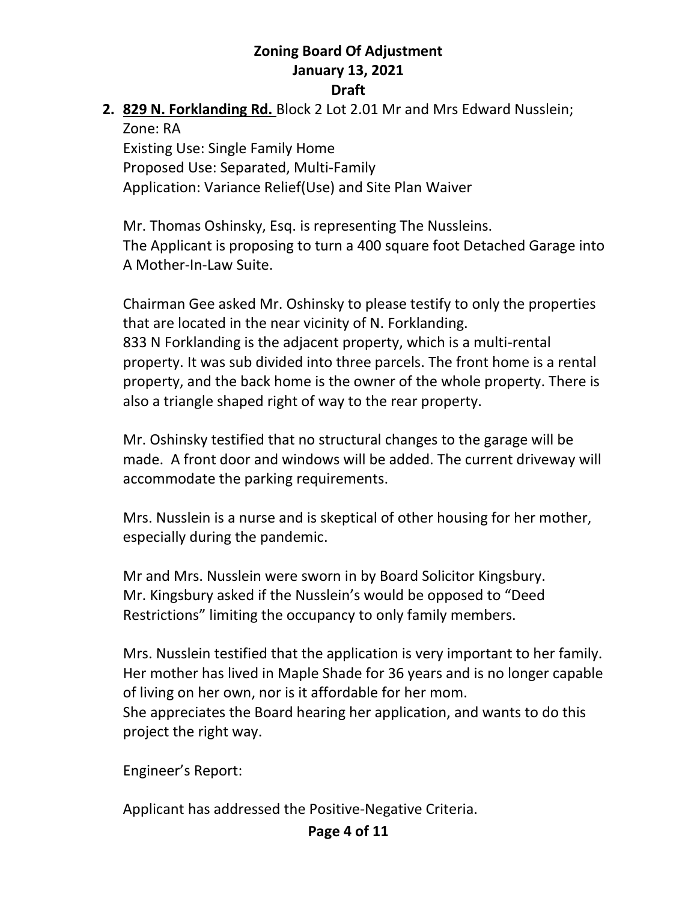**Zoning Board Of Adjustment**
**January 13, 2021**
**Draft**

2. **<u>829 N. Forklanding Rd.</u>** Block 2 Lot 2.01 Mr and Mrs Edward Nusslein;
   Zone: RA
   Existing Use: Single Family Home
   Proposed Use: Separated, Multi-Family
   Application: Variance Relief(Use) and Site Plan Waiver

   Mr. Thomas Oshinsky, Esq. is representing The Nussleins.
   The Applicant is proposing to turn a 400 square foot Detached Garage into A Mother-In-Law Suite.

   Chairman Gee asked Mr. Oshinsky to please testify to only the properties that are located in the near vicinity of N. Forklanding.
   833 N Forklanding is the adjacent property, which is a multi-rental property. It was sub divided into three parcels. The front home is a rental property, and the back home is the owner of the whole property. There is also a triangle shaped right of way to the rear property.

   Mr. Oshinsky testified that no structural changes to the garage will be made. A front door and windows will be added. The current driveway will accommodate the parking requirements.

   Mrs. Nusslein is a nurse and is skeptical of other housing for her mother, especially during the pandemic.

   Mr and Mrs. Nusslein were sworn in by Board Solicitor Kingsbury.
   Mr. Kingsbury asked if the Nusslein's would be opposed to "Deed Restrictions" limiting the occupancy to only family members.

   Mrs. Nusslein testified that the application is very important to her family. Her mother has lived in Maple Shade for 36 years and is no longer capable of living on her own, nor is it affordable for her mom.
   She appreciates the Board hearing her application, and wants to do this project the right way.

   Engineer's Report:

   Applicant has addressed the Positive-Negative Criteria.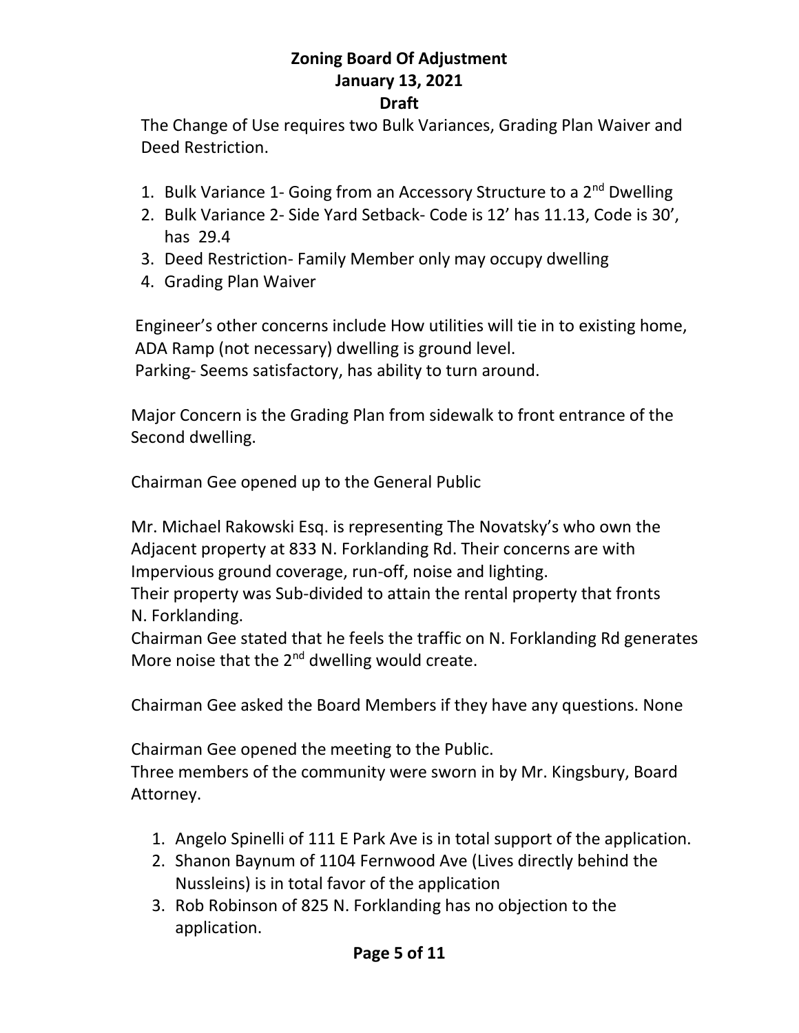# Zoning Board Of Adjustment
## January 13, 2021
### Draft

The Change of Use requires two Bulk Variances, Grading Plan Waiver and Deed Restriction.

1. Bulk Variance 1- Going from an Accessory Structure to a 2nd Dwelling
2. Bulk Variance 2- Side Yard Setback- Code is 12' has 11.13, Code is 30', has 29.4
3. Deed Restriction- Family Member only may occupy dwelling
4. Grading Plan Waiver

Engineer's other concerns include How utilities will tie in to existing home, ADA Ramp (not necessary) dwelling is ground level.
Parking- Seems satisfactory, has ability to turn around.

Major Concern is the Grading Plan from sidewalk to front entrance of the Second dwelling.

Chairman Gee opened up to the General Public

Mr. Michael Rakowski Esq. is representing The Novatsky's who own the Adjacent property at 833 N. Forklanding Rd. Their concerns are with Impervious ground coverage, run-off, noise and lighting.
Their property was Sub-divided to attain the rental property that fronts N. Forklanding.
Chairman Gee stated that he feels the traffic on N. Forklanding Rd generates More noise that the 2nd dwelling would create.

Chairman Gee asked the Board Members if they have any questions. None

Chairman Gee opened the meeting to the Public.
Three members of the community were sworn in by Mr. Kingsbury, Board Attorney.

1. Angelo Spinelli of 111 E Park Ave is in total support of the application.
2. Shanon Baynum of 1104 Fernwood Ave (Lives directly behind the Nussleins) is in total favor of the application
3. Rob Robinson of 825 N. Forklanding has no objection to the application.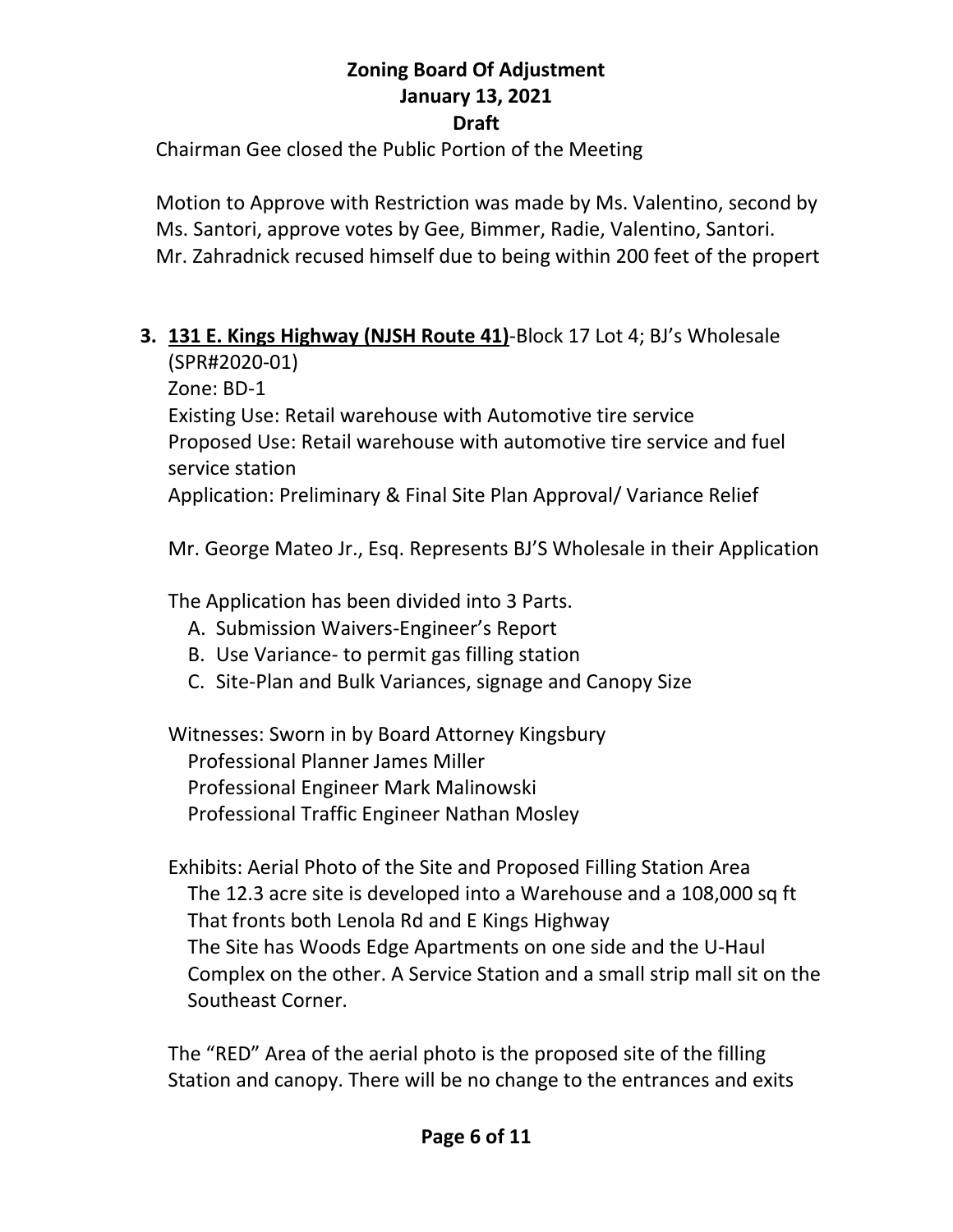Chairman Gee closed the Public Portion of the Meeting

Motion to Approve with Restriction was made by Ms. Valentino, second by Ms. Santori, approve votes by Gee, Bimmer, Radie, Valentino, Santori. Mr. Zahradnick recused himself due to being within 200 feet of the propert

3. **131 E. Kings Highway (NJSH Route 41)**-Block 17 Lot 4; BJ's Wholesale (SPR#2020-01)
   Zone: BD-1
   Existing Use: Retail warehouse with Automotive tire service
   Proposed Use: Retail warehouse with automotive tire service and fuel service station
   Application: Preliminary & Final Site Plan Approval/ Variance Relief

   Mr. George Mateo Jr., Esq. Represents BJ'S Wholesale in their Application

   The Application has been divided into 3 Parts.
   A. Submission Waivers-Engineer's Report
   B. Use Variance- to permit gas filling station
   C. Site-Plan and Bulk Variances, signage and Canopy Size

   Witnesses: Sworn in by Board Attorney Kingsbury
   Professional Planner James Miller
   Professional Engineer Mark Malinowski
   Professional Traffic Engineer Nathan Mosley

   Exhibits: Aerial Photo of the Site and Proposed Filling Station Area
   The 12.3 acre site is developed into a Warehouse and a 108,000 sq ft That fronts both Lenola Rd and E Kings Highway
   The Site has Woods Edge Apartments on one side and the U-Haul Complex on the other. A Service Station and a small strip mall sit on the Southeast Corner.

   The "RED" Area of the aerial photo is the proposed site of the filling Station and canopy. There will be no change to the entrances and exits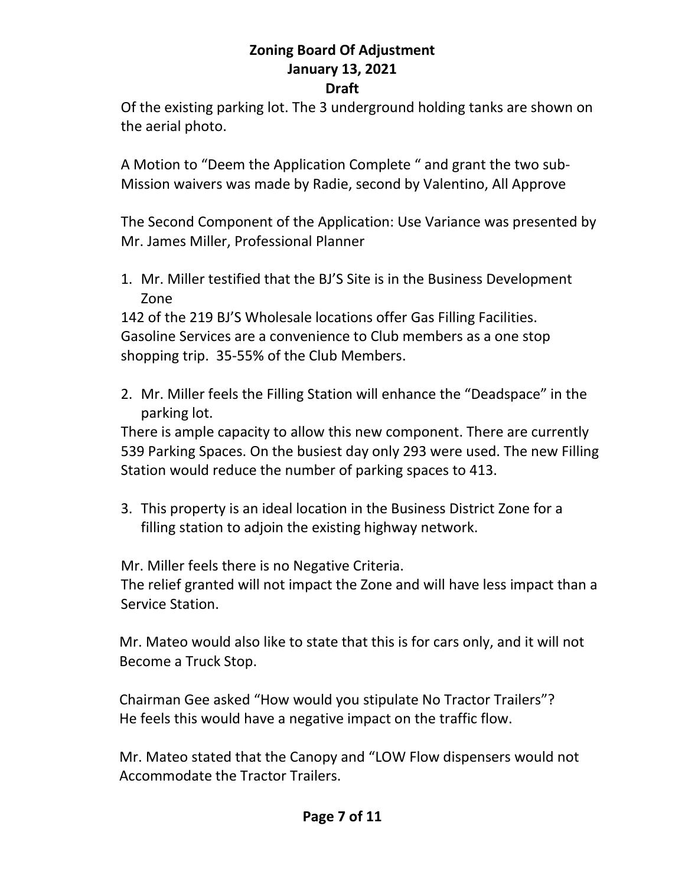Of the existing parking lot. The 3 underground holding tanks are shown on the aerial photo.

A Motion to "Deem the Application Complete " and grant the two sub-Mission waivers was made by Radie, second by Valentino, All Approve

The Second Component of the Application: Use Variance was presented by Mr. James Miller, Professional Planner

1. Mr. Miller testified that the BJ'S Site is in the Business Development Zone

142 of the 219 BJ'S Wholesale locations offer Gas Filling Facilities. Gasoline Services are a convenience to Club members as a one stop shopping trip. 35-55% of the Club Members.

2. Mr. Miller feels the Filling Station will enhance the "Deadspace" in the parking lot.

There is ample capacity to allow this new component. There are currently 539 Parking Spaces. On the busiest day only 293 were used. The new Filling Station would reduce the number of parking spaces to 413.

3. This property is an ideal location in the Business District Zone for a filling station to adjoin the existing highway network.

Mr. Miller feels there is no Negative Criteria.
The relief granted will not impact the Zone and will have less impact than a Service Station.

Mr. Mateo would also like to state that this is for cars only, and it will not Become a Truck Stop.

Chairman Gee asked "How would you stipulate No Tractor Trailers"?
He feels this would have a negative impact on the traffic flow.

Mr. Mateo stated that the Canopy and "LOW Flow dispensers would not Accommodate the Tractor Trailers.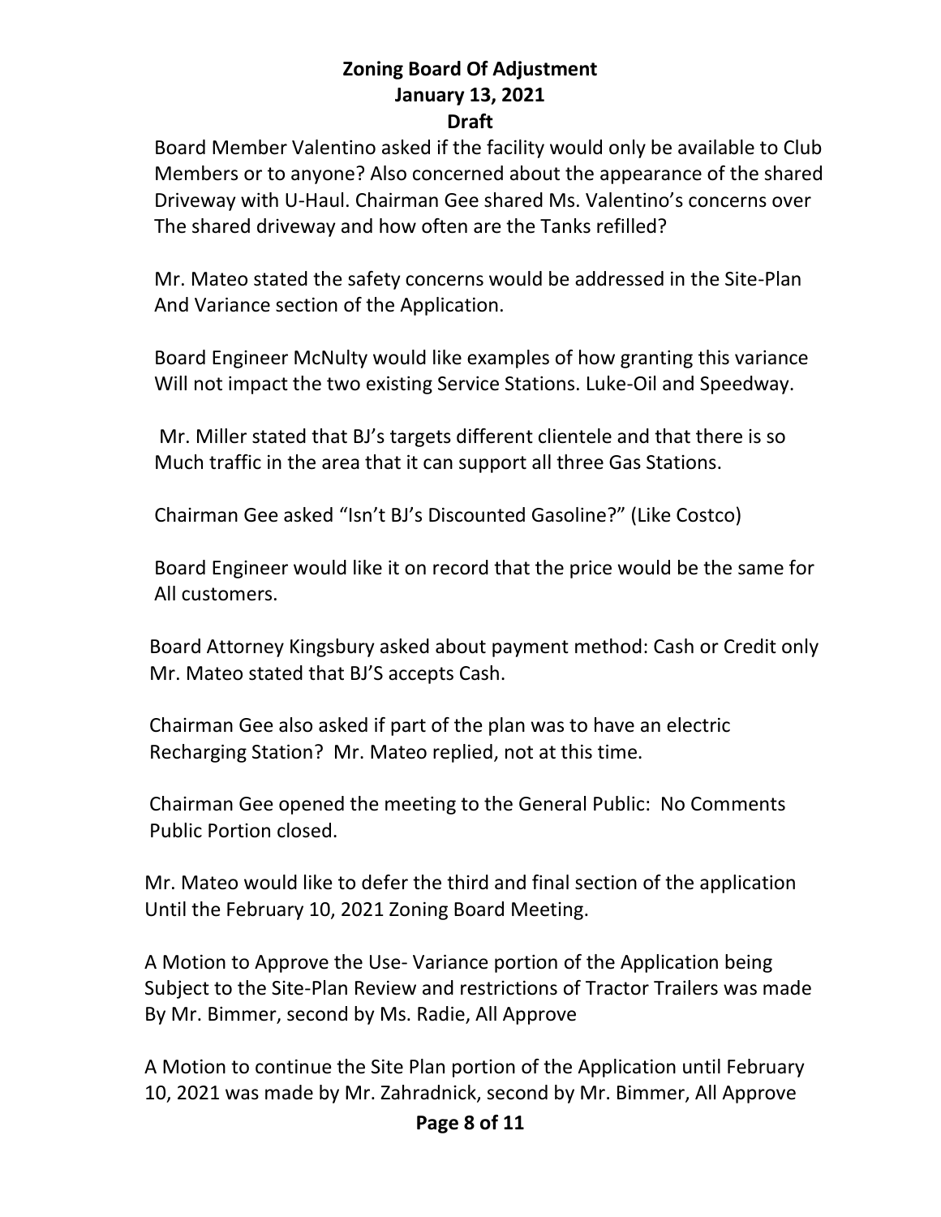**Zoning Board Of Adjustment**
**January 13, 2021**
**Draft**

Board Member Valentino asked if the facility would only be available to Club Members or to anyone? Also concerned about the appearance of the shared Driveway with U-Haul. Chairman Gee shared Ms. Valentino's concerns over The shared driveway and how often are the Tanks refilled?

Mr. Mateo stated the safety concerns would be addressed in the Site-Plan And Variance section of the Application.

Board Engineer McNulty would like examples of how granting this variance Will not impact the two existing Service Stations. Luke-Oil and Speedway.

Mr. Miller stated that BJ's targets different clientele and that there is so Much traffic in the area that it can support all three Gas Stations.

Chairman Gee asked "Isn't BJ's Discounted Gasoline?" (Like Costco)

Board Engineer would like it on record that the price would be the same for All customers.

Board Attorney Kingsbury asked about payment method: Cash or Credit only Mr. Mateo stated that BJ'S accepts Cash.

Chairman Gee also asked if part of the plan was to have an electric Recharging Station? Mr. Mateo replied, not at this time.

Chairman Gee opened the meeting to the General Public: No Comments Public Portion closed.

Mr. Mateo would like to defer the third and final section of the application Until the February 10, 2021 Zoning Board Meeting.

A Motion to Approve the Use- Variance portion of the Application being Subject to the Site-Plan Review and restrictions of Tractor Trailers was made By Mr. Bimmer, second by Ms. Radie, All Approve

A Motion to continue the Site Plan portion of the Application until February 10, 2021 was made by Mr. Zahradnick, second by Mr. Bimmer, All Approve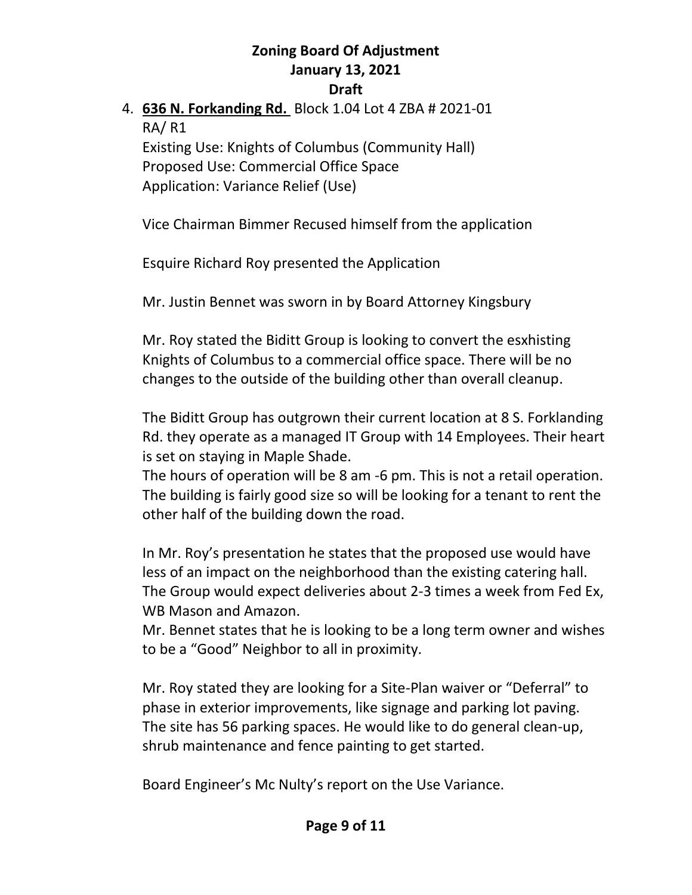**Zoning Board Of Adjustment**
**January 13, 2021**
**Draft**

4. **636 N. Forkanding Rd.** Block 1.04 Lot 4 ZBA # 2021-01
   RA/ R1
   Existing Use: Knights of Columbus (Community Hall)
   Proposed Use: Commercial Office Space
   Application: Variance Relief (Use)

   Vice Chairman Bimmer Recused himself from the application

   Esquire Richard Roy presented the Application

   Mr. Justin Bennet was sworn in by Board Attorney Kingsbury

   Mr. Roy stated the Biditt Group is looking to convert the esxhisting Knights of Columbus to a commercial office space. There will be no changes to the outside of the building other than overall cleanup.

   The Biditt Group has outgrown their current location at 8 S. Forklanding Rd. they operate as a managed IT Group with 14 Employees. Their heart is set on staying in Maple Shade.
   The hours of operation will be 8 am -6 pm. This is not a retail operation. The building is fairly good size so will be looking for a tenant to rent the other half of the building down the road.

   In Mr. Roy's presentation he states that the proposed use would have less of an impact on the neighborhood than the existing catering hall. The Group would expect deliveries about 2-3 times a week from Fed Ex, WB Mason and Amazon.
   Mr. Bennet states that he is looking to be a long term owner and wishes to be a "Good" Neighbor to all in proximity.

   Mr. Roy stated they are looking for a Site-Plan waiver or "Deferral" to phase in exterior improvements, like signage and parking lot paving. The site has 56 parking spaces. He would like to do general clean-up, shrub maintenance and fence painting to get started.

   Board Engineer's Mc Nulty's report on the Use Variance.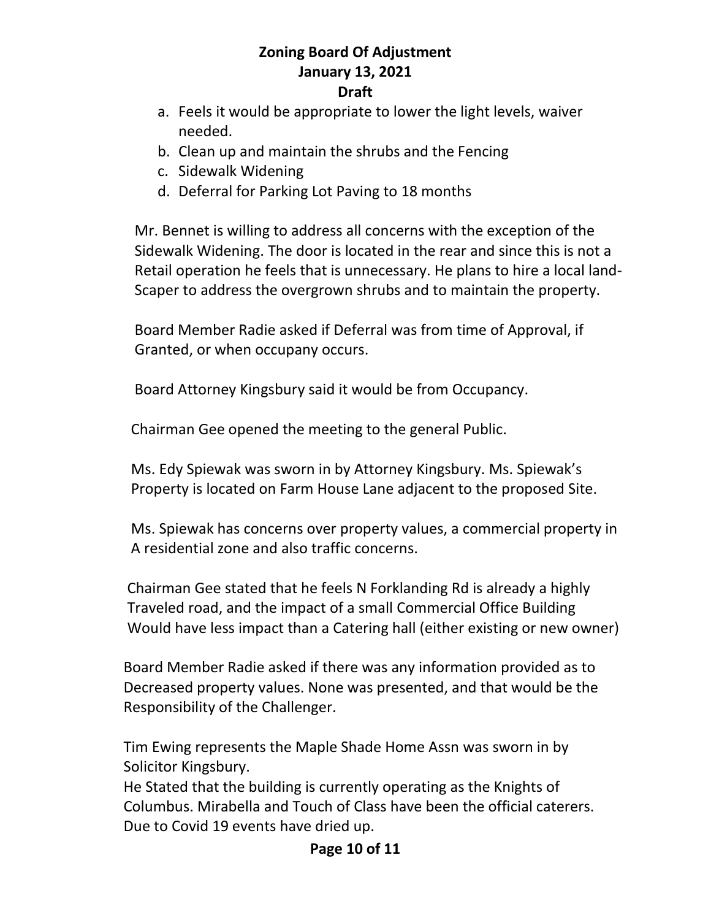a. Feels it would be appropriate to lower the light levels, waiver needed.
b. Clean up and maintain the shrubs and the Fencing
c. Sidewalk Widening
d. Deferral for Parking Lot Paving to 18 months

Mr. Bennet is willing to address all concerns with the exception of the Sidewalk Widening. The door is located in the rear and since this is not a Retail operation he feels that is unnecessary. He plans to hire a local land-Scaper to address the overgrown shrubs and to maintain the property.

Board Member Radie asked if Deferral was from time of Approval, if Granted, or when occupany occurs.

Board Attorney Kingsbury said it would be from Occupancy.

Chairman Gee opened the meeting to the general Public.

Ms. Edy Spiewak was sworn in by Attorney Kingsbury. Ms. Spiewak's Property is located on Farm House Lane adjacent to the proposed Site.

Ms. Spiewak has concerns over property values, a commercial property in A residential zone and also traffic concerns.

Chairman Gee stated that he feels N Forklanding Rd is already a highly Traveled road, and the impact of a small Commercial Office Building Would have less impact than a Catering hall (either existing or new owner)

Board Member Radie asked if there was any information provided as to Decreased property values. None was presented, and that would be the Responsibility of the Challenger.

Tim Ewing represents the Maple Shade Home Assn was sworn in by Solicitor Kingsbury.
He Stated that the building is currently operating as the Knights of Columbus. Mirabella and Touch of Class have been the official caterers. Due to Covid 19 events have dried up.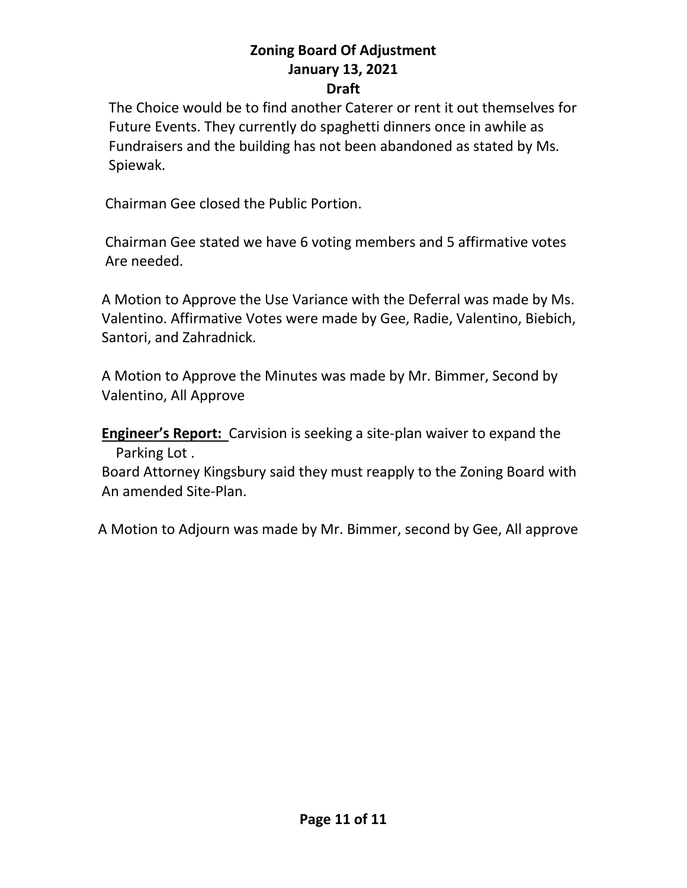The Choice would be to find another Caterer or rent it out themselves for Future Events. They currently do spaghetti dinners once in awhile as Fundraisers and the building has not been abandoned as stated by Ms. Spiewak.

Chairman Gee closed the Public Portion.

Chairman Gee stated we have 6 voting members and 5 affirmative votes Are needed.

A Motion to Approve the Use Variance with the Deferral was made by Ms. Valentino. Affirmative Votes were made by Gee, Radie, Valentino, Biebich, Santori, and Zahradnick.

A Motion to Approve the Minutes was made by Mr. Bimmer, Second by Valentino, All Approve

**Engineer's Report:** Carvision is seeking a site-plan waiver to expand the Parking Lot .
Board Attorney Kingsbury said they must reapply to the Zoning Board with An amended Site-Plan.

A Motion to Adjourn was made by Mr. Bimmer, second by Gee, All approve